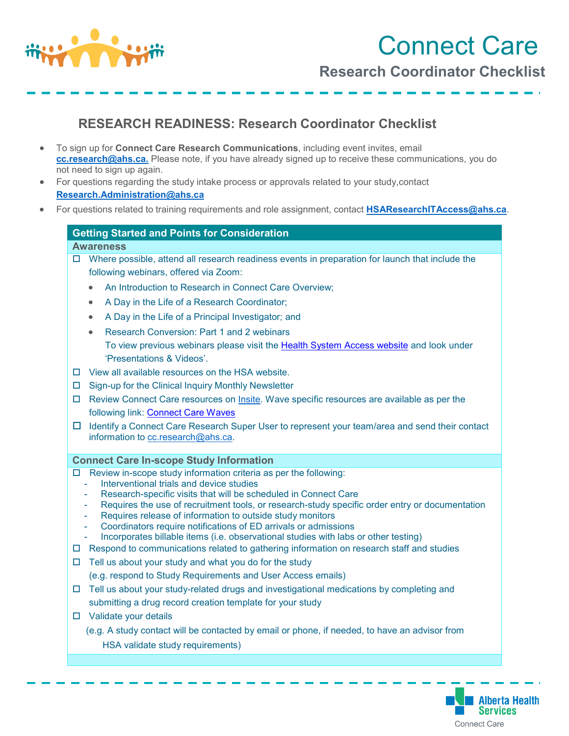# Connect Care

## Research Coordinator Checklist

## RESEARCH READINESS: Research Coordinator Checklist

- To sign up for **Connect Care Research Communications**, including event invites, email **cc.research@ahs.ca.** Please note, if you have already signed up to receive these communications, you do not need to sign up again.
- For questions regarding the study intake process or approvals related to your study,contact **Research.Administration@ahs.ca**
- For questions related to training requirements and role assignment, contact **HSAResearchITAccess@ahs.ca**.

### Getting Started and Points for Consideration

#### Awareness

- ☐ Where possible, attend all research readiness events in preparation for launch that include the following webinars, offered via Zoom:
  - An Introduction to Research in Connect Care Overview;
  - A Day in the Life of a Research Coordinator;
  - A Day in the Life of a Principal Investigator; and
  - Research Conversion: Part 1 and 2 webinars

  To view previous webinars please visit the Health System Access website and look under 'Presentations & Videos'.
- ☐ View all available resources on the HSA website.
- ☐ Sign-up for the Clinical Inquiry Monthly Newsletter
- ☐ Review Connect Care resources on Insite. Wave specific resources are available as per the following link: Connect Care Waves
- ☐ Identify a Connect Care Research Super User to represent your team/area and send their contact information to cc.research@ahs.ca.

#### Connect Care In-scope Study Information

- ☐ Review in-scope study information criteria as per the following:
  - Interventional trials and device studies
  - Research-specific visits that will be scheduled in Connect Care
  - Requires the use of recruitment tools, or research-study specific order entry or documentation
  - Requires release of information to outside study monitors
  - Coordinators require notifications of ED arrivals or admissions
  - Incorporates billable items (i.e. observational studies with labs or other testing)
- ☐ Respond to communications related to gathering information on research staff and studies
- ☐ Tell us about your study and what you do for the study (e.g. respond to Study Requirements and User Access emails)
- ☐ Tell us about your study-related drugs and investigational medications by completing and submitting a drug record creation template for your study
- ☐ Validate your details (e.g. A study contact will be contacted by email or phone, if needed, to have an advisor from HSA validate study requirements)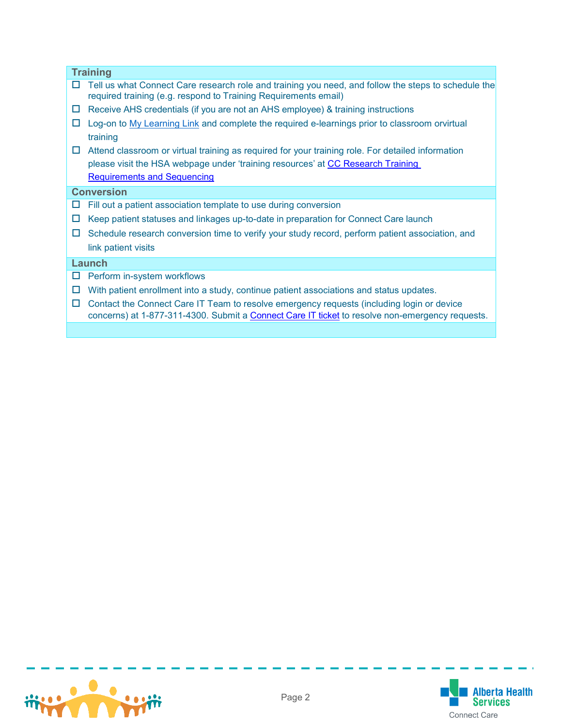### Training

- ☐ Tell us what Connect Care research role and training you need, and follow the steps to schedule the required training (e.g. respond to Training Requirements email)
- ☐ Receive AHS credentials (if you are not an AHS employee) & training instructions
- ☐ Log-on to My Learning Link and complete the required e-learnings prior to classroom orvirtual training
- ☐ Attend classroom or virtual training as required for your training role. For detailed information please visit the HSA webpage under 'training resources' at CC Research Training Requirements and Sequencing

### Conversion

- ☐ Fill out a patient association template to use during conversion
- ☐ Keep patient statuses and linkages up-to-date in preparation for Connect Care launch
- ☐ Schedule research conversion time to verify your study record, perform patient association, and link patient visits

### Launch

- ☐ Perform in-system workflows
- ☐ With patient enrollment into a study, continue patient associations and status updates.
- ☐ Contact the Connect Care IT Team to resolve emergency requests (including login or device concerns) at 1-877-311-4300. Submit a Connect Care IT ticket to resolve non-emergency requests.